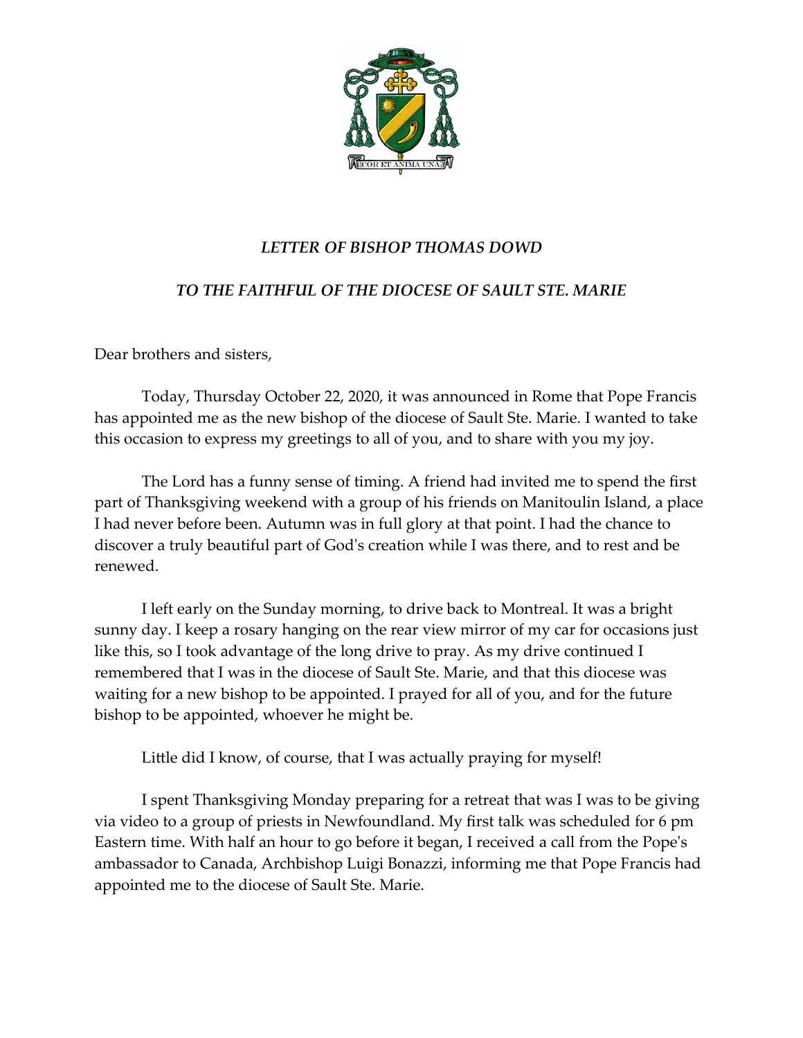COR ET ANIMA UNA

## *LETTER OF BISHOP THOMAS DOWD*

## *TO THE FAITHFUL OF THE DIOCESE OF SAULT STE. MARIE*

Dear brothers and sisters,

Today, Thursday October 22, 2020, it was announced in Rome that Pope Francis has appointed me as the new bishop of the diocese of Sault Ste. Marie. I wanted to take this occasion to express my greetings to all of you, and to share with you my joy.

The Lord has a funny sense of timing. A friend had invited me to spend the first part of Thanksgiving weekend with a group of his friends on Manitoulin Island, a place I had never before been. Autumn was in full glory at that point. I had the chance to discover a truly beautiful part of God's creation while I was there, and to rest and be renewed.

I left early on the Sunday morning, to drive back to Montreal. It was a bright sunny day. I keep a rosary hanging on the rear view mirror of my car for occasions just like this, so I took advantage of the long drive to pray. As my drive continued I remembered that I was in the diocese of Sault Ste. Marie, and that this diocese was waiting for a new bishop to be appointed. I prayed for all of you, and for the future bishop to be appointed, whoever he might be.

Little did I know, of course, that I was actually praying for myself!

I spent Thanksgiving Monday preparing for a retreat that was I was to be giving via video to a group of priests in Newfoundland. My first talk was scheduled for 6 pm Eastern time. With half an hour to go before it began, I received a call from the Pope's ambassador to Canada, Archbishop Luigi Bonazzi, informing me that Pope Francis had appointed me to the diocese of Sault Ste. Marie.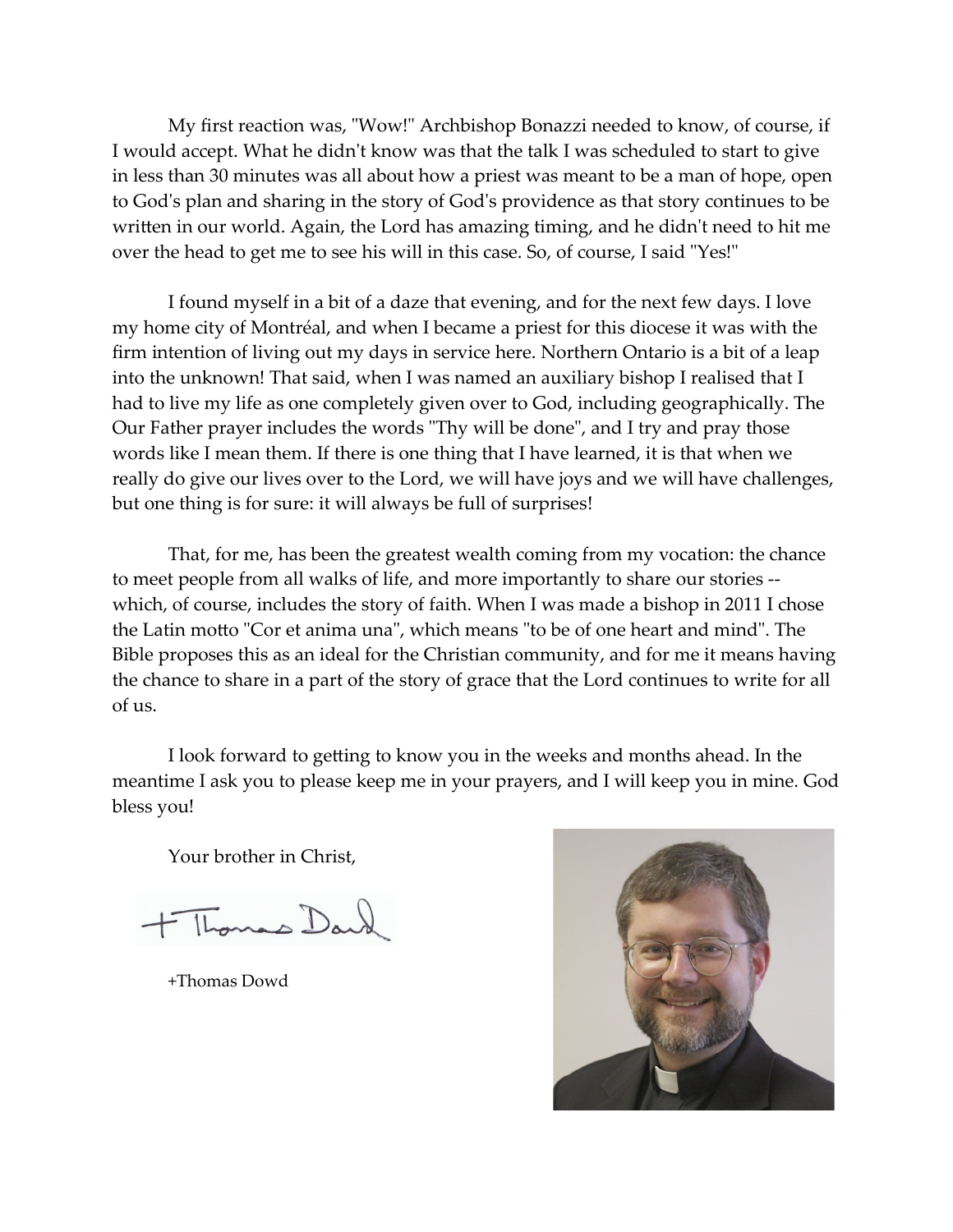My first reaction was, "Wow!" Archbishop Bonazzi needed to know, of course, if I would accept. What he didn't know was that the talk I was scheduled to start to give in less than 30 minutes was all about how a priest was meant to be a man of hope, open to God's plan and sharing in the story of God's providence as that story continues to be written in our world. Again, the Lord has amazing timing, and he didn't need to hit me over the head to get me to see his will in this case. So, of course, I said "Yes!"

I found myself in a bit of a daze that evening, and for the next few days. I love my home city of Montréal, and when I became a priest for this diocese it was with the firm intention of living out my days in service here. Northern Ontario is a bit of a leap into the unknown! That said, when I was named an auxiliary bishop I realised that I had to live my life as one completely given over to God, including geographically. The Our Father prayer includes the words "Thy will be done", and I try and pray those words like I mean them. If there is one thing that I have learned, it is that when we really do give our lives over to the Lord, we will have joys and we will have challenges, but one thing is for sure: it will always be full of surprises!

That, for me, has been the greatest wealth coming from my vocation: the chance to meet people from all walks of life, and more importantly to share our stories -- which, of course, includes the story of faith. When I was made a bishop in 2011 I chose the Latin motto "Cor et anima una", which means "to be of one heart and mind". The Bible proposes this as an ideal for the Christian community, and for me it means having the chance to share in a part of the story of grace that the Lord continues to write for all of us.

I look forward to getting to know you in the weeks and months ahead. In the meantime I ask you to please keep me in your prayers, and I will keep you in mine. God bless you!

Your brother in Christ,

+Thomas Dowd

+Thomas Dowd